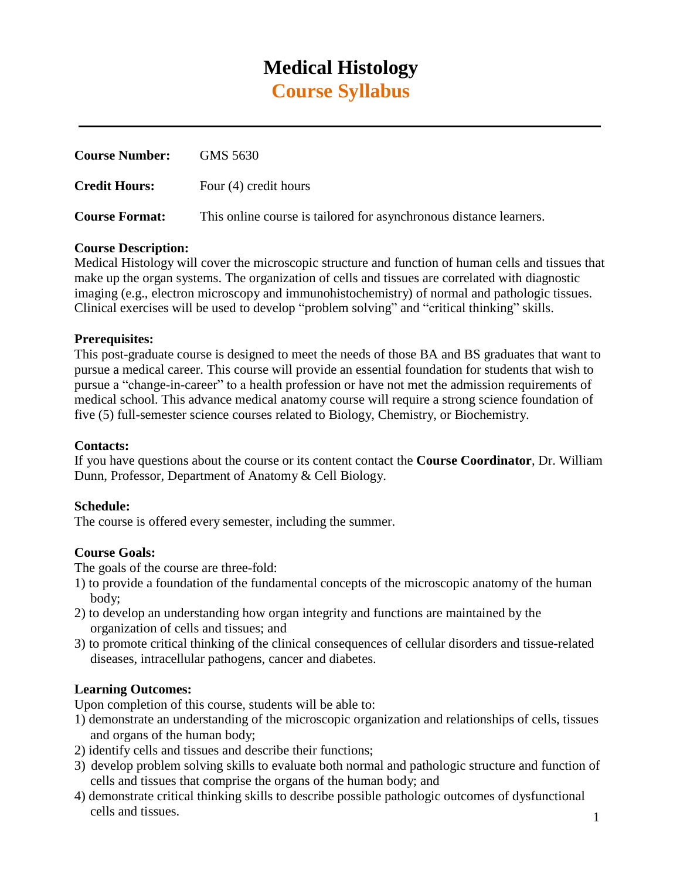# Medical Histology

## Course Syllabus

---

**Course Number:** GMS 5630

**Credit Hours:** Four (4) credit hours

**Course Format:** This online course is tailored for asynchronous distance learners.

**Course Description:**
Medical Histology will cover the microscopic structure and function of human cells and tissues that make up the organ systems. The organization of cells and tissues are correlated with diagnostic imaging (e.g., electron microscopy and immunohistochemistry) of normal and pathologic tissues. Clinical exercises will be used to develop "problem solving" and "critical thinking" skills.

**Prerequisites:**
This post-graduate course is designed to meet the needs of those BA and BS graduates that want to pursue a medical career. This course will provide an essential foundation for students that wish to pursue a "change-in-career" to a health profession or have not met the admission requirements of medical school. This advance medical anatomy course will require a strong science foundation of five (5) full-semester science courses related to Biology, Chemistry, or Biochemistry.

**Contacts:**
If you have questions about the course or its content contact the **Course Coordinator**, Dr. William Dunn, Professor, Department of Anatomy & Cell Biology.

**Schedule:**
The course is offered every semester, including the summer.

**Course Goals:**
The goals of the course are three-fold:

1) to provide a foundation of the fundamental concepts of the microscopic anatomy of the human body;
2) to develop an understanding how organ integrity and functions are maintained by the organization of cells and tissues; and
3) to promote critical thinking of the clinical consequences of cellular disorders and tissue-related diseases, intracellular pathogens, cancer and diabetes.

**Learning Outcomes:**
Upon completion of this course, students will be able to:

1) demonstrate an understanding of the microscopic organization and relationships of cells, tissues and organs of the human body;
2) identify cells and tissues and describe their functions;
3) develop problem solving skills to evaluate both normal and pathologic structure and function of cells and tissues that comprise the organs of the human body; and
4) demonstrate critical thinking skills to describe possible pathologic outcomes of dysfunctional cells and tissues.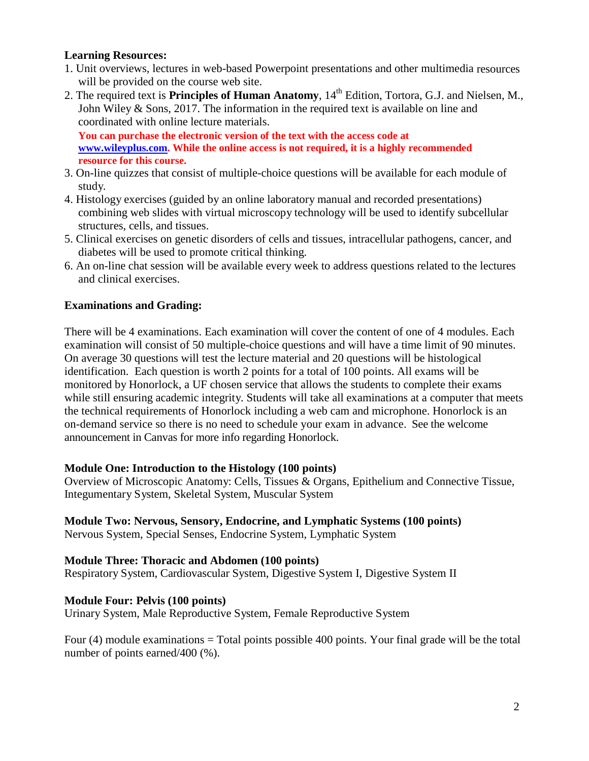**Learning Resources:**

1. Unit overviews, lectures in web-based Powerpoint presentations and other multimedia resources will be provided on the course web site.
2. The required text is **Principles of Human Anatomy**, 14th Edition, Tortora, G.J. and Nielsen, M., John Wiley & Sons, 2017. The information in the required text is available on line and coordinated with online lecture materials.
   **You can purchase the electronic version of the text with the access code at www.wileyplus.com. While the online access is not required, it is a highly recommended resource for this course.**
3. On-line quizzes that consist of multiple-choice questions will be available for each module of study.
4. Histology exercises (guided by an online laboratory manual and recorded presentations) combining web slides with virtual microscopy technology will be used to identify subcellular structures, cells, and tissues.
5. Clinical exercises on genetic disorders of cells and tissues, intracellular pathogens, cancer, and diabetes will be used to promote critical thinking.
6. An on-line chat session will be available every week to address questions related to the lectures and clinical exercises.

**Examinations and Grading:**

There will be 4 examinations. Each examination will cover the content of one of 4 modules. Each examination will consist of 50 multiple-choice questions and will have a time limit of 90 minutes. On average 30 questions will test the lecture material and 20 questions will be histological identification. Each question is worth 2 points for a total of 100 points. All exams will be monitored by Honorlock, a UF chosen service that allows the students to complete their exams while still ensuring academic integrity. Students will take all examinations at a computer that meets the technical requirements of Honorlock including a web cam and microphone. Honorlock is an on-demand service so there is no need to schedule your exam in advance. See the welcome announcement in Canvas for more info regarding Honorlock.

**Module One: Introduction to the Histology (100 points)**
Overview of Microscopic Anatomy: Cells, Tissues & Organs, Epithelium and Connective Tissue, Integumentary System, Skeletal System, Muscular System

**Module Two: Nervous, Sensory, Endocrine, and Lymphatic Systems (100 points)**
Nervous System, Special Senses, Endocrine System, Lymphatic System

**Module Three: Thoracic and Abdomen (100 points)**
Respiratory System, Cardiovascular System, Digestive System I, Digestive System II

**Module Four: Pelvis (100 points)**
Urinary System, Male Reproductive System, Female Reproductive System

Four (4) module examinations = Total points possible 400 points. Your final grade will be the total number of points earned/400 (%).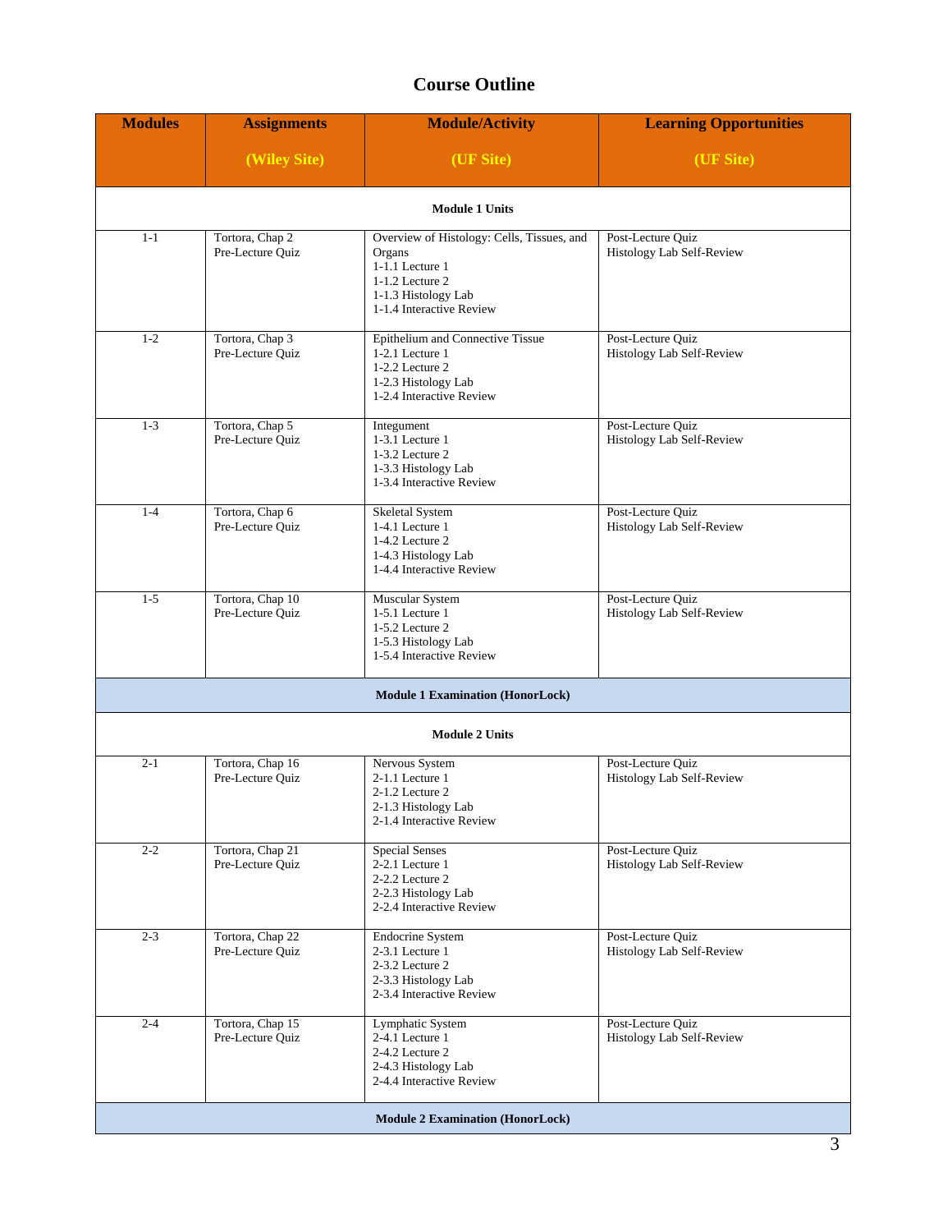# Course Outline

| Modules | Assignments (Wiley Site) | Module/Activity (UF Site) | Learning Opportunities (UF Site) |
|---|---|---|---|
| **Module 1 Units** | | | |
| 1-1 | Tortora, Chap 2<br>Pre-Lecture Quiz | Overview of Histology: Cells, Tissues, and Organs<br>1-1.1 Lecture 1<br>1-1.2 Lecture 2<br>1-1.3 Histology Lab<br>1-1.4 Interactive Review | Post-Lecture Quiz<br>Histology Lab Self-Review |
| 1-2 | Tortora, Chap 3<br>Pre-Lecture Quiz | Epithelium and Connective Tissue<br>1-2.1 Lecture 1<br>1-2.2 Lecture 2<br>1-2.3 Histology Lab<br>1-2.4 Interactive Review | Post-Lecture Quiz<br>Histology Lab Self-Review |
| 1-3 | Tortora, Chap 5<br>Pre-Lecture Quiz | Integument<br>1-3.1 Lecture 1<br>1-3.2 Lecture 2<br>1-3.3 Histology Lab<br>1-3.4 Interactive Review | Post-Lecture Quiz<br>Histology Lab Self-Review |
| 1-4 | Tortora, Chap 6<br>Pre-Lecture Quiz | Skeletal System<br>1-4.1 Lecture 1<br>1-4.2 Lecture 2<br>1-4.3 Histology Lab<br>1-4.4 Interactive Review | Post-Lecture Quiz<br>Histology Lab Self-Review |
| 1-5 | Tortora, Chap 10<br>Pre-Lecture Quiz | Muscular System<br>1-5.1 Lecture 1<br>1-5.2 Lecture 2<br>1-5.3 Histology Lab<br>1-5.4 Interactive Review | Post-Lecture Quiz<br>Histology Lab Self-Review |
| **Module 1 Examination (HonorLock)** | | | |
| **Module 2 Units** | | | |
| 2-1 | Tortora, Chap 16<br>Pre-Lecture Quiz | Nervous System<br>2-1.1 Lecture 1<br>2-1.2 Lecture 2<br>2-1.3 Histology Lab<br>2-1.4 Interactive Review | Post-Lecture Quiz<br>Histology Lab Self-Review |
| 2-2 | Tortora, Chap 21<br>Pre-Lecture Quiz | Special Senses<br>2-2.1 Lecture 1<br>2-2.2 Lecture 2<br>2-2.3 Histology Lab<br>2-2.4 Interactive Review | Post-Lecture Quiz<br>Histology Lab Self-Review |
| 2-3 | Tortora, Chap 22<br>Pre-Lecture Quiz | Endocrine System<br>2-3.1 Lecture 1<br>2-3.2 Lecture 2<br>2-3.3 Histology Lab<br>2-3.4 Interactive Review | Post-Lecture Quiz<br>Histology Lab Self-Review |
| 2-4 | Tortora, Chap 15<br>Pre-Lecture Quiz | Lymphatic System<br>2-4.1 Lecture 1<br>2-4.2 Lecture 2<br>2-4.3 Histology Lab<br>2-4.4 Interactive Review | Post-Lecture Quiz<br>Histology Lab Self-Review |
| **Module 2 Examination (HonorLock)** | | | |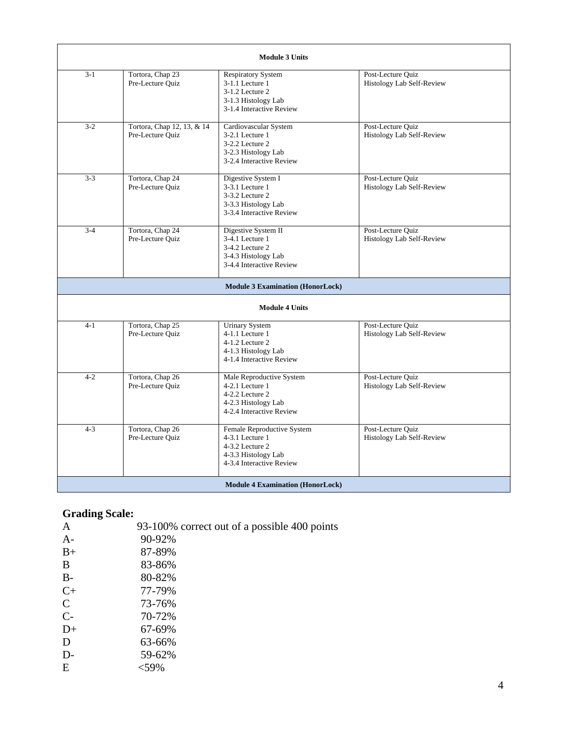| Module 3 Units | | | |
|---|---|---|---|
| 3-1 | Tortora, Chap 23<br>Pre-Lecture Quiz | Respiratory System<br>3-1.1 Lecture 1<br>3-1.2 Lecture 2<br>3-1.3 Histology Lab<br>3-1.4 Interactive Review | Post-Lecture Quiz<br>Histology Lab Self-Review |
| 3-2 | Tortora, Chap 12, 13, & 14<br>Pre-Lecture Quiz | Cardiovascular System<br>3-2.1 Lecture 1<br>3-2.2 Lecture 2<br>3-2.3 Histology Lab<br>3-2.4 Interactive Review | Post-Lecture Quiz<br>Histology Lab Self-Review |
| 3-3 | Tortora, Chap 24<br>Pre-Lecture Quiz | Digestive System I<br>3-3.1 Lecture 1<br>3-3.2 Lecture 2<br>3-3.3 Histology Lab<br>3-3.4 Interactive Review | Post-Lecture Quiz<br>Histology Lab Self-Review |
| 3-4 | Tortora, Chap 24<br>Pre-Lecture Quiz | Digestive System II<br>3-4.1 Lecture 1<br>3-4.2 Lecture 2<br>3-4.3 Histology Lab<br>3-4.4 Interactive Review | Post-Lecture Quiz<br>Histology Lab Self-Review |
| **Module 3 Examination (HonorLock)** | | | |
| **Module 4 Units** | | | |
| 4-1 | Tortora, Chap 25<br>Pre-Lecture Quiz | Urinary System<br>4-1.1 Lecture 1<br>4-1.2 Lecture 2<br>4-1.3 Histology Lab<br>4-1.4 Interactive Review | Post-Lecture Quiz<br>Histology Lab Self-Review |
| 4-2 | Tortora, Chap 26<br>Pre-Lecture Quiz | Male Reproductive System<br>4-2.1 Lecture 1<br>4-2.2 Lecture 2<br>4-2.3 Histology Lab<br>4-2.4 Interactive Review | Post-Lecture Quiz<br>Histology Lab Self-Review |
| 4-3 | Tortora, Chap 26<br>Pre-Lecture Quiz | Female Reproductive System<br>4-3.1 Lecture 1<br>4-3.2 Lecture 2<br>4-3.3 Histology Lab<br>4-3.4 Interactive Review | Post-Lecture Quiz<br>Histology Lab Self-Review |
| **Module 4 Examination (HonorLock)** | | | |

## Grading Scale:

| | |
|---|---|
| A | 93-100% correct out of a possible 400 points |
| A- | 90-92% |
| B+ | 87-89% |
| B | 83-86% |
| B- | 80-82% |
| C+ | 77-79% |
| C | 73-76% |
| C- | 70-72% |
| D+ | 67-69% |
| D | 63-66% |
| D- | 59-62% |
| E | <59% |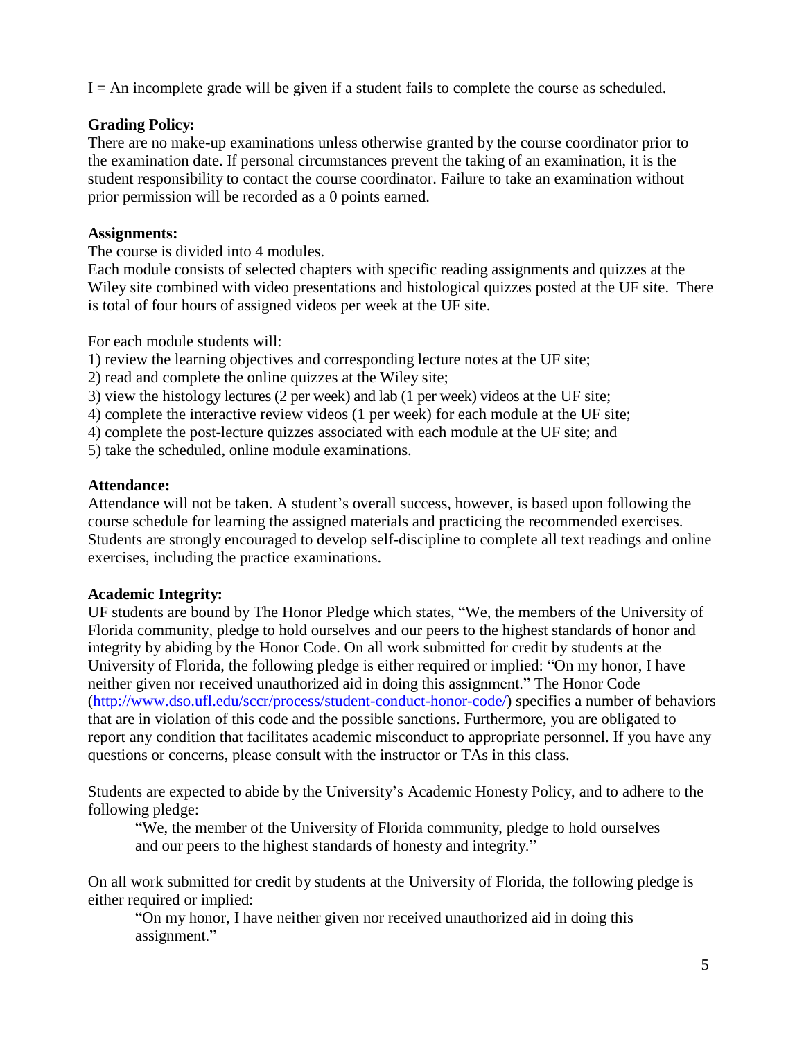I = An incomplete grade will be given if a student fails to complete the course as scheduled.

**Grading Policy:**

There are no make-up examinations unless otherwise granted by the course coordinator prior to the examination date. If personal circumstances prevent the taking of an examination, it is the student responsibility to contact the course coordinator. Failure to take an examination without prior permission will be recorded as a 0 points earned.

**Assignments:**

The course is divided into 4 modules.

Each module consists of selected chapters with specific reading assignments and quizzes at the Wiley site combined with video presentations and histological quizzes posted at the UF site. There is total of four hours of assigned videos per week at the UF site.

For each module students will:

1) review the learning objectives and corresponding lecture notes at the UF site;
2) read and complete the online quizzes at the Wiley site;
3) view the histology lectures (2 per week) and lab (1 per week) videos at the UF site;
4) complete the interactive review videos (1 per week) for each module at the UF site;
4) complete the post-lecture quizzes associated with each module at the UF site; and
5) take the scheduled, online module examinations.

**Attendance:**

Attendance will not be taken. A student's overall success, however, is based upon following the course schedule for learning the assigned materials and practicing the recommended exercises. Students are strongly encouraged to develop self-discipline to complete all text readings and online exercises, including the practice examinations.

**Academic Integrity:**

UF students are bound by The Honor Pledge which states, "We, the members of the University of Florida community, pledge to hold ourselves and our peers to the highest standards of honor and integrity by abiding by the Honor Code. On all work submitted for credit by students at the University of Florida, the following pledge is either required or implied: "On my honor, I have neither given nor received unauthorized aid in doing this assignment." The Honor Code (http://www.dso.ufl.edu/sccr/process/student-conduct-honor-code/) specifies a number of behaviors that are in violation of this code and the possible sanctions. Furthermore, you are obligated to report any condition that facilitates academic misconduct to appropriate personnel. If you have any questions or concerns, please consult with the instructor or TAs in this class.

Students are expected to abide by the University's Academic Honesty Policy, and to adhere to the following pledge:

> "We, the member of the University of Florida community, pledge to hold ourselves and our peers to the highest standards of honesty and integrity."

On all work submitted for credit by students at the University of Florida, the following pledge is either required or implied:

> "On my honor, I have neither given nor received unauthorized aid in doing this assignment."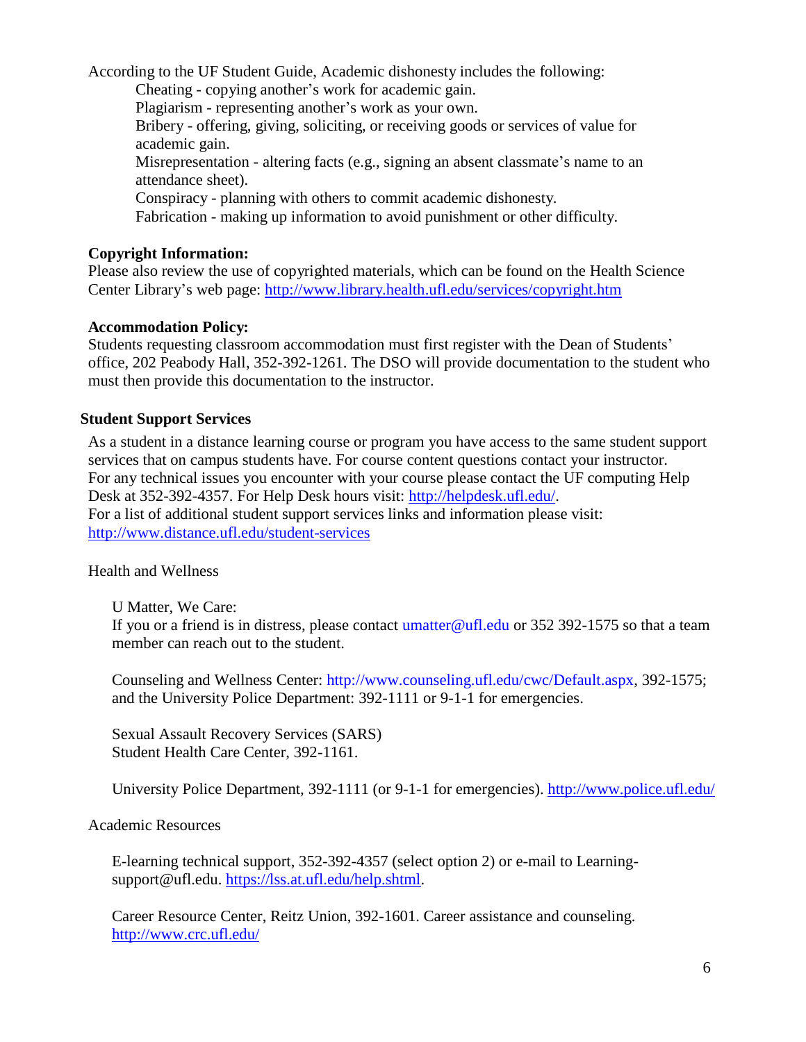According to the UF Student Guide, Academic dishonesty includes the following:

- Cheating - copying another's work for academic gain.
- Plagiarism - representing another's work as your own.
- Bribery - offering, giving, soliciting, or receiving goods or services of value for academic gain.
- Misrepresentation - altering facts (e.g., signing an absent classmate's name to an attendance sheet).
- Conspiracy - planning with others to commit academic dishonesty.
- Fabrication - making up information to avoid punishment or other difficulty.

**Copyright Information:**

Please also review the use of copyrighted materials, which can be found on the Health Science Center Library's web page: http://www.library.health.ufl.edu/services/copyright.htm

**Accommodation Policy:**

Students requesting classroom accommodation must first register with the Dean of Students' office, 202 Peabody Hall, 352-392-1261. The DSO will provide documentation to the student who must then provide this documentation to the instructor.

**Student Support Services**

As a student in a distance learning course or program you have access to the same student support services that on campus students have. For course content questions contact your instructor. For any technical issues you encounter with your course please contact the UF computing Help Desk at 352-392-4357. For Help Desk hours visit: http://helpdesk.ufl.edu/.
For a list of additional student support services links and information please visit: http://www.distance.ufl.edu/student-services

Health and Wellness

U Matter, We Care:
If you or a friend is in distress, please contact umatter@ufl.edu or 352 392-1575 so that a team member can reach out to the student.

Counseling and Wellness Center: http://www.counseling.ufl.edu/cwc/Default.aspx, 392-1575; and the University Police Department: 392-1111 or 9-1-1 for emergencies.

Sexual Assault Recovery Services (SARS)
Student Health Care Center, 392-1161.

University Police Department, 392-1111 (or 9-1-1 for emergencies). http://www.police.ufl.edu/

Academic Resources

E-learning technical support, 352-392-4357 (select option 2) or e-mail to Learning-support@ufl.edu. https://lss.at.ufl.edu/help.shtml.

Career Resource Center, Reitz Union, 392-1601. Career assistance and counseling. http://www.crc.ufl.edu/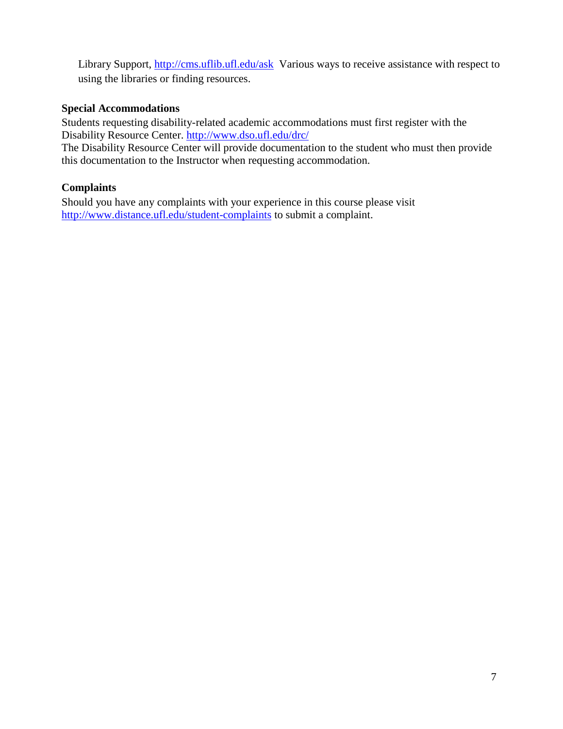Library Support, http://cms.uflib.ufl.edu/ask Various ways to receive assistance with respect to using the libraries or finding resources.

**Special Accommodations**

Students requesting disability-related academic accommodations must first register with the Disability Resource Center. http://www.dso.ufl.edu/drc/

The Disability Resource Center will provide documentation to the student who must then provide this documentation to the Instructor when requesting accommodation.

**Complaints**

Should you have any complaints with your experience in this course please visit http://www.distance.ufl.edu/student-complaints to submit a complaint.